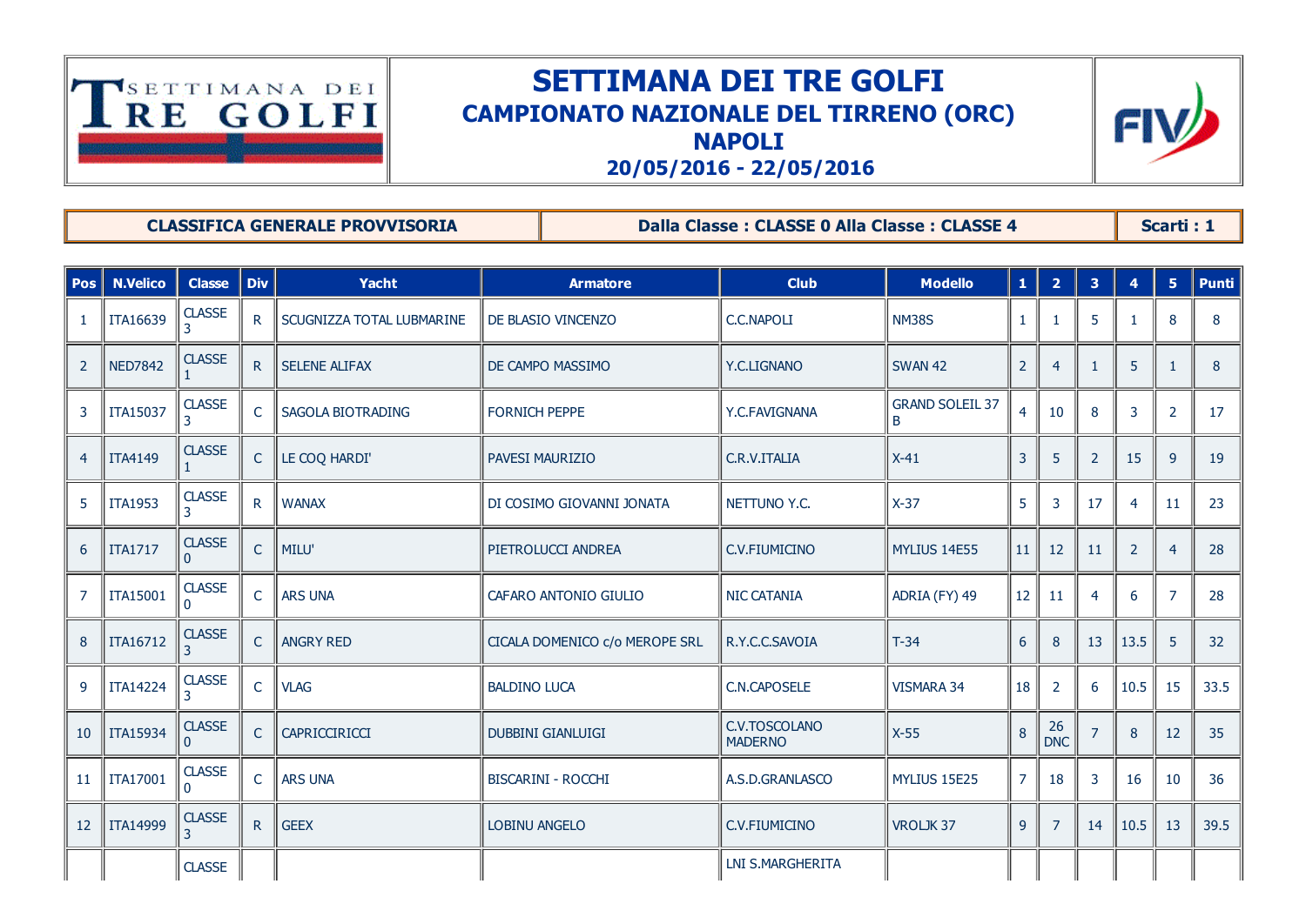# SETTIMANA DEI TRE GOLFI

## CAMPIONATO NAZIONALE DEL TIRRENO (ORC)

## NAPOLI

## 20/05/2016 - 22/05/2016

| CLASSIFICA GENERALE PROVVISORIA | Dalla Classe : CLASSE 0 Alla Classe : CLASSE 4 | Scarti : 1 |
|---|---|---|

| Pos | N.Velico | Classe | Div | Yacht | Armatore | Club | Modello | 1 | 2 | 3 | 4 | 5 | Punti |
|---|---|---|---|---|---|---|---|---|---|---|---|---|---|
| 1 | ITA16639 | CLASSE 3 | R | SCUGNIZZA TOTAL LUBMARINE | DE BLASIO VINCENZO | C.C.NAPOLI | NM38S | 1 | 1 | 5 | 1 | 8 | 8 |
| 2 | NED7842 | CLASSE 1 | R | SELENE ALIFAX | DE CAMPO MASSIMO | Y.C.LIGNANO | SWAN 42 | 2 | 4 | 1 | 5 | 1 | 8 |
| 3 | ITA15037 | CLASSE 3 | C | SAGOLA BIOTRADING | FORNICH PEPPE | Y.C.FAVIGNANA | GRAND SOLEIL 37 B | 4 | 10 | 8 | 3 | 2 | 17 |
| 4 | ITA4149 | CLASSE 1 | C | LE COQ HARDI' | PAVESI MAURIZIO | C.R.V.ITALIA | X-41 | 3 | 5 | 2 | 15 | 9 | 19 |
| 5 | ITA1953 | CLASSE 3 | R | WANAX | DI COSIMO GIOVANNI JONATA | NETTUNO Y.C. | X-37 | 5 | 3 | 17 | 4 | 11 | 23 |
| 6 | ITA1717 | CLASSE 0 | C | MILU' | PIETROLUCCI ANDREA | C.V.FIUMICINO | MYLIUS 14E55 | 11 | 12 | 11 | 2 | 4 | 28 |
| 7 | ITA15001 | CLASSE 0 | C | ARS UNA | CAFARO ANTONIO GIULIO | NIC CATANIA | ADRIA (FY) 49 | 12 | 11 | 4 | 6 | 7 | 28 |
| 8 | ITA16712 | CLASSE 3 | C | ANGRY RED | CICALA DOMENICO c/o MEROPE SRL | R.Y.C.C.SAVOIA | T-34 | 6 | 8 | 13 | 13.5 | 5 | 32 |
| 9 | ITA14224 | CLASSE 3 | C | VLAG | BALDINO LUCA | C.N.CAPOSELE | VISMARA 34 | 18 | 2 | 6 | 10.5 | 15 | 33.5 |
| 10 | ITA15934 | CLASSE 0 | C | CAPRICCIRICCI | DUBBINI GIANLUIGI | C.V.TOSCOLANO MADERNO | X-55 | 8 | 26 DNC | 7 | 8 | 12 | 35 |
| 11 | ITA17001 | CLASSE 0 | C | ARS UNA | BISCARINI - ROCCHI | A.S.D.GRANLASCO | MYLIUS 15E25 | 7 | 18 | 3 | 16 | 10 | 36 |
| 12 | ITA14999 | CLASSE 3 | R | GEEX | LOBINU ANGELO | C.V.FIUMICINO | VROLJK 37 | 9 | 7 | 14 | 10.5 | 13 | 39.5 |
| | | CLASSE | | | | LNI S.MARGHERITA | | | | | | | |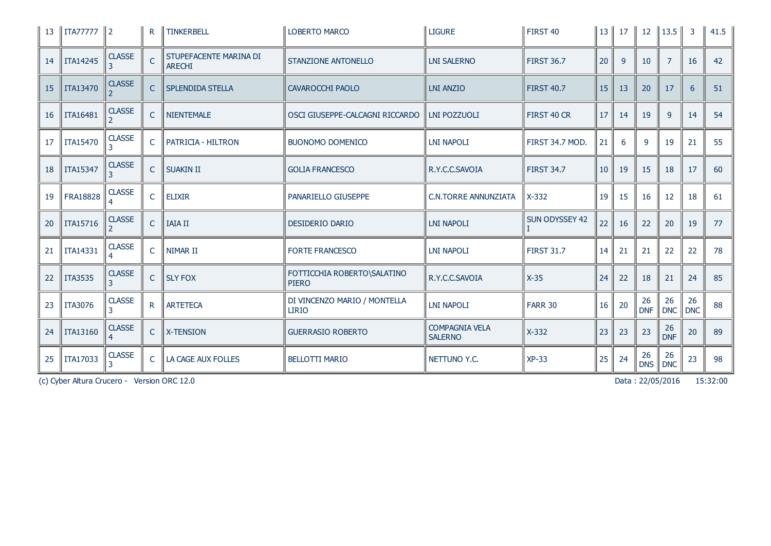| | | | | | | | | | | | | | |
|---|---|---|---|---|---|---|---|---|---|---|---|---|---|
| 13 | ITA77777 | 2 | R | TINKERBELL | LOBERTO MARCO | LIGURE | FIRST 40 | 13 | 17 | 12 | 13.5 | 3 | 41.5 |
| 14 | ITA14245 | CLASSE 3 | C | STUPEFACENTE MARINA DI ARECHI | STANZIONE ANTONELLO | LNI SALERNO | FIRST 36.7 | 20 | 9 | 10 | 7 | 16 | 42 |
| 15 | ITA13470 | CLASSE 2 | C | SPLENDIDA STELLA | CAVAROCCHI PAOLO | LNI ANZIO | FIRST 40.7 | 15 | 13 | 20 | 17 | 6 | 51 |
| 16 | ITA16481 | CLASSE 2 | C | NIENTEMALE | OSCI GIUSEPPE-CALCAGNI RICCARDO | LNI POZZUOLI | FIRST 40 CR | 17 | 14 | 19 | 9 | 14 | 54 |
| 17 | ITA15470 | CLASSE 3 | C | PATRICIA - HILTRON | BUONOMO DOMENICO | LNI NAPOLI | FIRST 34.7 MOD. | 21 | 6 | 9 | 19 | 21 | 55 |
| 18 | ITA15347 | CLASSE 3 | C | SUAKIN II | GOLIA FRANCESCO | R.Y.C.C.SAVOIA | FIRST 34.7 | 10 | 19 | 15 | 18 | 17 | 60 |
| 19 | FRA18828 | CLASSE 4 | C | ELIXIR | PANARIELLO GIUSEPPE | C.N.TORRE ANNUNZIATA | X-332 | 19 | 15 | 16 | 12 | 18 | 61 |
| 20 | ITA15716 | CLASSE 2 | C | IAIA II | DESIDERIO DARIO | LNI NAPOLI | SUN ODYSSEY 42 I | 22 | 16 | 22 | 20 | 19 | 77 |
| 21 | ITA14331 | CLASSE 4 | C | NIMAR II | FORTE FRANCESCO | LNI NAPOLI | FIRST 31.7 | 14 | 21 | 21 | 22 | 22 | 78 |
| 22 | ITA3535 | CLASSE 3 | C | SLY FOX | FOTTICCHIA ROBERTO\SALATINO PIERO | R.Y.C.C.SAVOIA | X-35 | 24 | 22 | 18 | 21 | 24 | 85 |
| 23 | ITA3076 | CLASSE 3 | R | ARTETECA | DI VINCENZO MARIO / MONTELLA LIRIO | LNI NAPOLI | FARR 30 | 16 | 20 | 26 DNF | 26 DNC | 26 DNC | 88 |
| 24 | ITA13160 | CLASSE 4 | C | X-TENSION | GUERRASIO ROBERTO | COMPAGNIA VELA SALERNO | X-332 | 23 | 23 | 23 | 26 DNF | 20 | 89 |
| 25 | ITA17033 | CLASSE 3 | C | LA CAGE AUX FOLLES | BELLOTTI MARIO | NETTUNO Y.C. | XP-33 | 25 | 24 | 26 DNS | 26 DNC | 23 | 98 |

(c) Cyber Altura Crucero - Version ORC 12.0

Data : 22/05/2016 15:32:00